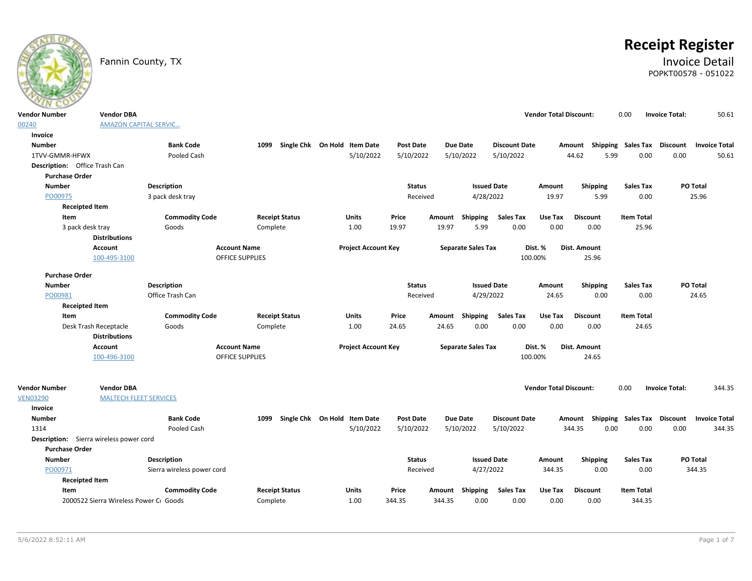Fannin County, TX

# Receipt Register

## Invoice Detail

POPKT00578 - 051022

| Vendor Number | Vendor DBA | Vendor Total Discount: | 0.00 | Invoice Total: | 50.61 |
|---|---|---|---|---|---|
| 00240 | AMAZON CAPITAL SERVIC... | | | | |

**Invoice**

| Number | Bank Code | 1099 | Single Chk | On Hold | Item Date | Post Date | Due Date | Discount Date | Amount | Shipping | Sales Tax | Discount | Invoice Total |
|---|---|---|---|---|---|---|---|---|---|---|---|---|---|
| 1TVV-GMMR-HFWX | Pooled Cash | | | | 5/10/2022 | 5/10/2022 | 5/10/2022 | 5/10/2022 | 44.62 | 5.99 | 0.00 | 0.00 | 50.61 |

**Description:** Office Trash Can

**Purchase Order**

| Number | Description | Status | Issued Date | Amount | Shipping | Sales Tax | PO Total |
|---|---|---|---|---|---|---|---|
| PO00975 | 3 pack desk tray | Received | 4/28/2022 | 19.97 | 5.99 | 0.00 | 25.96 |

**Receipted Item**

| Item | Commodity Code | Receipt Status | Units | Price | Amount | Shipping | Sales Tax | Use Tax | Discount | Item Total |
|---|---|---|---|---|---|---|---|---|---|---|
| 3 pack desk tray | Goods | Complete | 1.00 | 19.97 | 19.97 | 5.99 | 0.00 | 0.00 | 0.00 | 25.96 |

**Distributions**

| Account | Account Name | Project Account Key | Separate Sales Tax | Dist. % | Dist. Amount |
|---|---|---|---|---|---|
| 100-495-3100 | OFFICE SUPPLIES | | | 100.00% | 25.96 |

**Purchase Order**

| Number | Description | Status | Issued Date | Amount | Shipping | Sales Tax | PO Total |
|---|---|---|---|---|---|---|---|
| PO00981 | Office Trash Can | Received | 4/29/2022 | 24.65 | 0.00 | 0.00 | 24.65 |

**Receipted Item**

| Item | Commodity Code | Receipt Status | Units | Price | Amount | Shipping | Sales Tax | Use Tax | Discount | Item Total |
|---|---|---|---|---|---|---|---|---|---|---|
| Desk Trash Receptacle | Goods | Complete | 1.00 | 24.65 | 24.65 | 0.00 | 0.00 | 0.00 | 0.00 | 24.65 |

**Distributions**

| Account | Account Name | Project Account Key | Separate Sales Tax | Dist. % | Dist. Amount |
|---|---|---|---|---|---|
| 100-496-3100 | OFFICE SUPPLIES | | | 100.00% | 24.65 |

| Vendor Number | Vendor DBA | Vendor Total Discount: | 0.00 | Invoice Total: | 344.35 |
|---|---|---|---|---|---|
| VEN03290 | MALTECH FLEET SERVICES | | | | |

**Invoice**

| Number | Bank Code | 1099 | Single Chk | On Hold | Item Date | Post Date | Due Date | Discount Date | Amount | Shipping | Sales Tax | Discount | Invoice Total |
|---|---|---|---|---|---|---|---|---|---|---|---|---|---|
| 1314 | Pooled Cash | | | | 5/10/2022 | 5/10/2022 | 5/10/2022 | 5/10/2022 | 344.35 | 0.00 | 0.00 | 0.00 | 344.35 |

**Description:** Sierra wireless power cord

**Purchase Order**

| Number | Description | Status | Issued Date | Amount | Shipping | Sales Tax | PO Total |
|---|---|---|---|---|---|---|---|
| PO00971 | Sierra wireless power cord | Received | 4/27/2022 | 344.35 | 0.00 | 0.00 | 344.35 |

**Receipted Item**

| Item | Commodity Code | Receipt Status | Units | Price | Amount | Shipping | Sales Tax | Use Tax | Discount | Item Total |
|---|---|---|---|---|---|---|---|---|---|---|
| 2000522 Sierra Wireless Power C | Goods | Complete | 1.00 | 344.35 | 344.35 | 0.00 | 0.00 | 0.00 | 0.00 | 344.35 |

5/6/2022 8:52:11 AM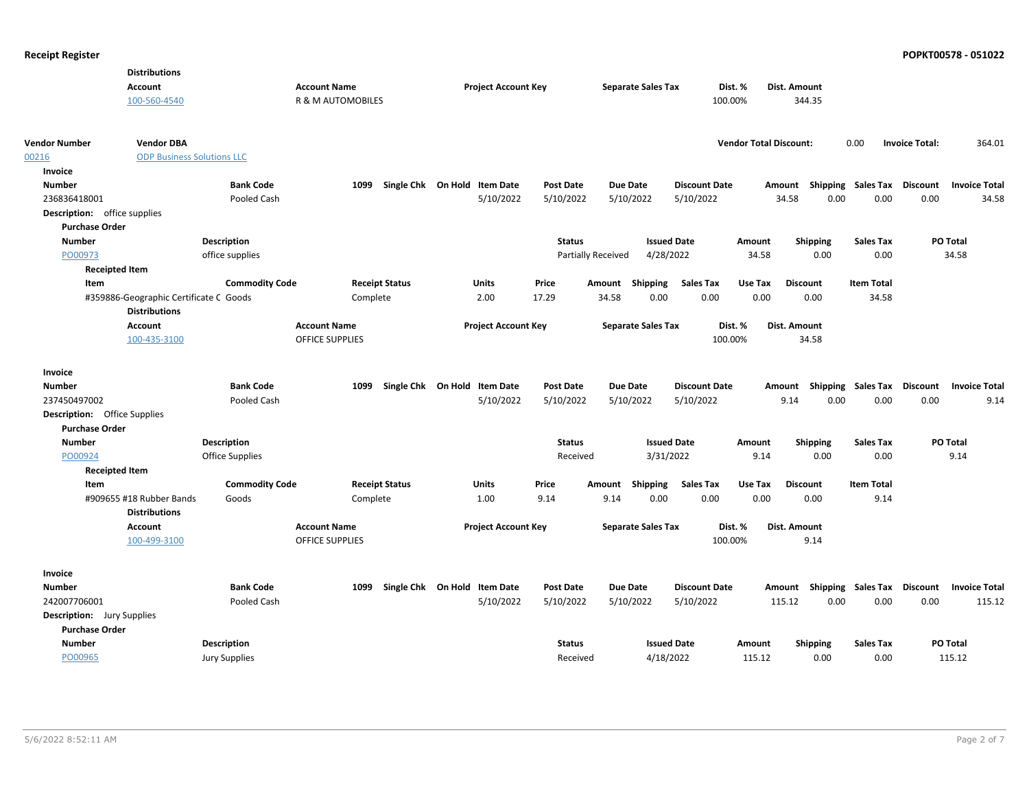**Receipt Register** — **POPKT00578 - 051022**

**Distributions**

| Account | Account Name | Project Account Key | Separate Sales Tax | Dist. % | Dist. Amount |
|---|---|---|---|---|---|
| 100-560-4540 | R & M AUTOMOBILES | | | 100.00% | 344.35 |

| Vendor Number | Vendor DBA | Vendor Total Discount: | Invoice Total: |
|---|---|---|---|
| 00216 | ODP Business Solutions LLC | 0.00 | 364.01 |

**Invoice**

| Number | Bank Code | 1099 | Single Chk | On Hold | Item Date | Post Date | Due Date | Discount Date | Amount | Shipping | Sales Tax | Discount | Invoice Total |
|---|---|---|---|---|---|---|---|---|---|---|---|---|---|
| 236836418001 | Pooled Cash | | | | 5/10/2022 | 5/10/2022 | 5/10/2022 | 5/10/2022 | 34.58 | 0.00 | 0.00 | 0.00 | 34.58 |

**Description:** office supplies

**Purchase Order**

| Number | Description | Status | Issued Date | Amount | Shipping | Sales Tax | PO Total |
|---|---|---|---|---|---|---|---|
| PO00973 | office supplies | Partially Received | 4/28/2022 | 34.58 | 0.00 | 0.00 | 34.58 |

**Receipted Item**

| Item | Commodity Code | Receipt Status | Units | Price | Amount | Shipping | Sales Tax | Use Tax | Discount | Item Total |
|---|---|---|---|---|---|---|---|---|---|---|
| #359886-Geographic Certificate C | Goods | Complete | 2.00 | 17.29 | 34.58 | 0.00 | 0.00 | 0.00 | 0.00 | 34.58 |

**Distributions**

| Account | Account Name | Project Account Key | Separate Sales Tax | Dist. % | Dist. Amount |
|---|---|---|---|---|---|
| 100-435-3100 | OFFICE SUPPLIES | | | 100.00% | 34.58 |

**Invoice**

| Number | Bank Code | 1099 | Single Chk | On Hold | Item Date | Post Date | Due Date | Discount Date | Amount | Shipping | Sales Tax | Discount | Invoice Total |
|---|---|---|---|---|---|---|---|---|---|---|---|---|---|
| 237450497002 | Pooled Cash | | | | 5/10/2022 | 5/10/2022 | 5/10/2022 | 5/10/2022 | 9.14 | 0.00 | 0.00 | 0.00 | 9.14 |

**Description:** Office Supplies

**Purchase Order**

| Number | Description | Status | Issued Date | Amount | Shipping | Sales Tax | PO Total |
|---|---|---|---|---|---|---|---|
| PO00924 | Office Supplies | Received | 3/31/2022 | 9.14 | 0.00 | 0.00 | 9.14 |

**Receipted Item**

| Item | Commodity Code | Receipt Status | Units | Price | Amount | Shipping | Sales Tax | Use Tax | Discount | Item Total |
|---|---|---|---|---|---|---|---|---|---|---|
| #909655 #18 Rubber Bands | Goods | Complete | 1.00 | 9.14 | 9.14 | 0.00 | 0.00 | 0.00 | 0.00 | 9.14 |

**Distributions**

| Account | Account Name | Project Account Key | Separate Sales Tax | Dist. % | Dist. Amount |
|---|---|---|---|---|---|
| 100-499-3100 | OFFICE SUPPLIES | | | 100.00% | 9.14 |

**Invoice**

| Number | Bank Code | 1099 | Single Chk | On Hold | Item Date | Post Date | Due Date | Discount Date | Amount | Shipping | Sales Tax | Discount | Invoice Total |
|---|---|---|---|---|---|---|---|---|---|---|---|---|---|
| 242007706001 | Pooled Cash | | | | 5/10/2022 | 5/10/2022 | 5/10/2022 | 5/10/2022 | 115.12 | 0.00 | 0.00 | 0.00 | 115.12 |

**Description:** Jury Supplies

**Purchase Order**

| Number | Description | Status | Issued Date | Amount | Shipping | Sales Tax | PO Total |
|---|---|---|---|---|---|---|---|
| PO00965 | Jury Supplies | Received | 4/18/2022 | 115.12 | 0.00 | 0.00 | 115.12 |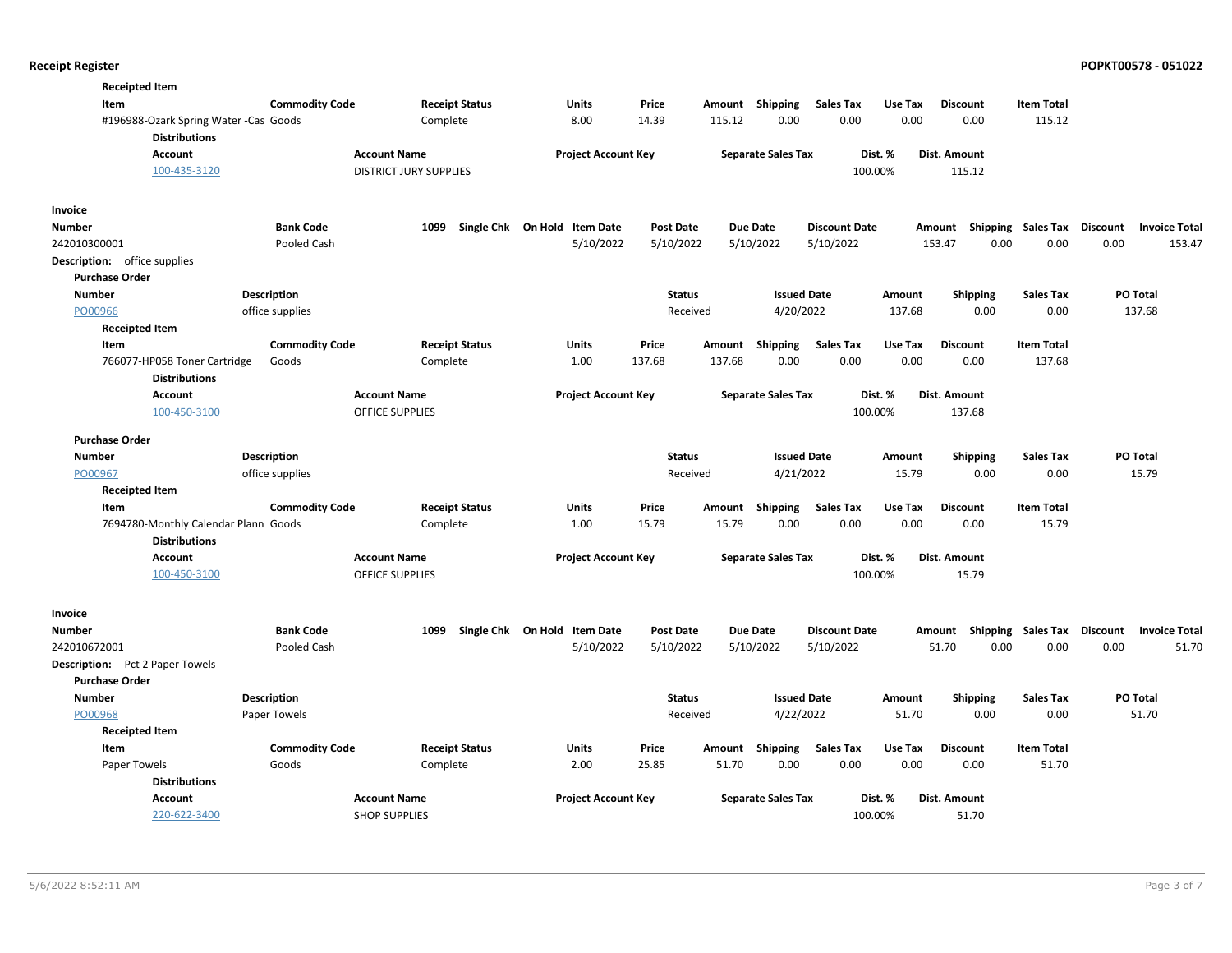**Receipted Item**

| Item | Commodity Code | Receipt Status | Units | Price | Amount | Shipping | Sales Tax | Use Tax | Discount | Item Total |
|---|---|---|---|---|---|---|---|---|---|---|
| #196988-Ozark Spring Water -Cas | Goods | Complete | 8.00 | 14.39 | 115.12 | 0.00 | 0.00 | 0.00 | 0.00 | 115.12 |

**Distributions**

| Account | Account Name | Project Account Key | Separate Sales Tax | Dist. % | Dist. Amount |
|---|---|---|---|---|---|
| 100-435-3120 | DISTRICT JURY SUPPLIES | | | 100.00% | 115.12 |

**Invoice**

| Number | Bank Code | 1099 | Single Chk | On Hold | Item Date | Post Date | Due Date | Discount Date | Amount | Shipping | Sales Tax | Discount | Invoice Total |
|---|---|---|---|---|---|---|---|---|---|---|---|---|---|
| 242010300001 | Pooled Cash | | | | 5/10/2022 | 5/10/2022 | 5/10/2022 | 5/10/2022 | 153.47 | 0.00 | 0.00 | 0.00 | 153.47 |

**Description:** office supplies

**Purchase Order**

| Number | Description | Status | Issued Date | Amount | Shipping | Sales Tax | PO Total |
|---|---|---|---|---|---|---|---|
| PO00966 | office supplies | Received | 4/20/2022 | 137.68 | 0.00 | 0.00 | 137.68 |

**Receipted Item**

| Item | Commodity Code | Receipt Status | Units | Price | Amount | Shipping | Sales Tax | Use Tax | Discount | Item Total |
|---|---|---|---|---|---|---|---|---|---|---|
| 766077-HP058 Toner Cartridge | Goods | Complete | 1.00 | 137.68 | 137.68 | 0.00 | 0.00 | 0.00 | 0.00 | 137.68 |

**Distributions**

| Account | Account Name | Project Account Key | Separate Sales Tax | Dist. % | Dist. Amount |
|---|---|---|---|---|---|
| 100-450-3100 | OFFICE SUPPLIES | | | 100.00% | 137.68 |

**Purchase Order**

| Number | Description | Status | Issued Date | Amount | Shipping | Sales Tax | PO Total |
|---|---|---|---|---|---|---|---|
| PO00967 | office supplies | Received | 4/21/2022 | 15.79 | 0.00 | 0.00 | 15.79 |

**Receipted Item**

| Item | Commodity Code | Receipt Status | Units | Price | Amount | Shipping | Sales Tax | Use Tax | Discount | Item Total |
|---|---|---|---|---|---|---|---|---|---|---|
| 7694780-Monthly Calendar Plann | Goods | Complete | 1.00 | 15.79 | 15.79 | 0.00 | 0.00 | 0.00 | 0.00 | 15.79 |

**Distributions**

| Account | Account Name | Project Account Key | Separate Sales Tax | Dist. % | Dist. Amount |
|---|---|---|---|---|---|
| 100-450-3100 | OFFICE SUPPLIES | | | 100.00% | 15.79 |

**Invoice**

| Number | Bank Code | 1099 | Single Chk | On Hold | Item Date | Post Date | Due Date | Discount Date | Amount | Shipping | Sales Tax | Discount | Invoice Total |
|---|---|---|---|---|---|---|---|---|---|---|---|---|---|
| 242010672001 | Pooled Cash | | | | 5/10/2022 | 5/10/2022 | 5/10/2022 | 5/10/2022 | 51.70 | 0.00 | 0.00 | 0.00 | 51.70 |

**Description:** Pct 2 Paper Towels

**Purchase Order**

| Number | Description | Status | Issued Date | Amount | Shipping | Sales Tax | PO Total |
|---|---|---|---|---|---|---|---|
| PO00968 | Paper Towels | Received | 4/22/2022 | 51.70 | 0.00 | 0.00 | 51.70 |

**Receipted Item**

| Item | Commodity Code | Receipt Status | Units | Price | Amount | Shipping | Sales Tax | Use Tax | Discount | Item Total |
|---|---|---|---|---|---|---|---|---|---|---|
| Paper Towels | Goods | Complete | 2.00 | 25.85 | 51.70 | 0.00 | 0.00 | 0.00 | 0.00 | 51.70 |

**Distributions**

| Account | Account Name | Project Account Key | Separate Sales Tax | Dist. % | Dist. Amount |
|---|---|---|---|---|---|
| 220-622-3400 | SHOP SUPPLIES | | | 100.00% | 51.70 |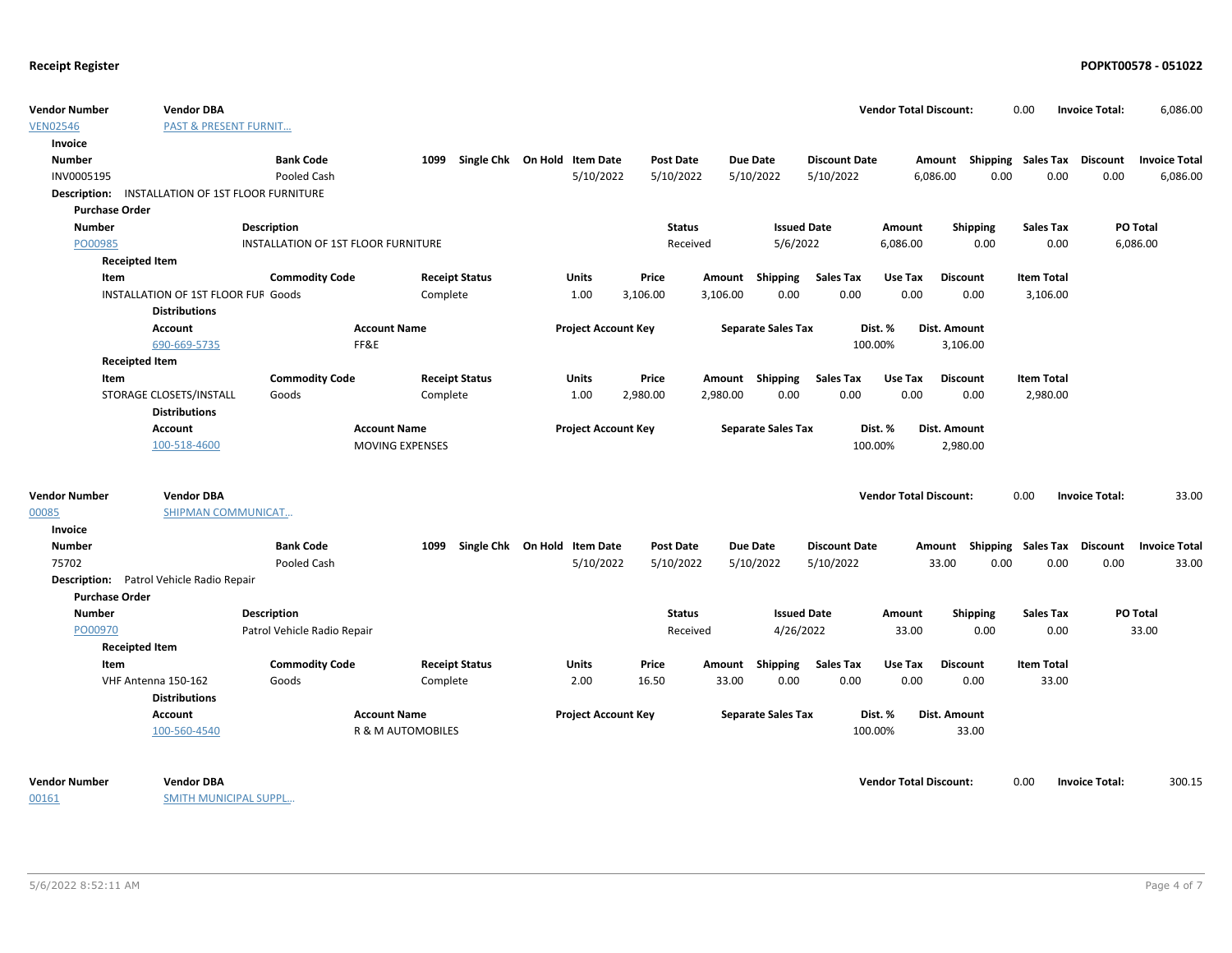| Vendor Number | Vendor DBA | Vendor Total Discount: | 0.00 | Invoice Total: | 6,086.00 |
|---|---|---|---|---|---|
| VEN02546 | PAST & PRESENT FURNIT... | | | | |

**Invoice**

| Number | Bank Code | 1099 | Single Chk | On Hold | Item Date | Post Date | Due Date | Discount Date | Amount | Shipping | Sales Tax | Discount | Invoice Total |
|---|---|---|---|---|---|---|---|---|---|---|---|---|---|
| INV0005195 | Pooled Cash | | | | 5/10/2022 | 5/10/2022 | 5/10/2022 | 5/10/2022 | 6,086.00 | 0.00 | 0.00 | 0.00 | 6,086.00 |

**Description:** INSTALLATION OF 1ST FLOOR FURNITURE

**Purchase Order**

| Number | Description | Status | Issued Date | Amount | Shipping | Sales Tax | PO Total |
|---|---|---|---|---|---|---|---|
| PO00985 | INSTALLATION OF 1ST FLOOR FURNITURE | Received | 5/6/2022 | 6,086.00 | 0.00 | 0.00 | 6,086.00 |

**Receipted Item**

| Item | Commodity Code | Receipt Status | Units | Price | Amount | Shipping | Sales Tax | Use Tax | Discount | Item Total |
|---|---|---|---|---|---|---|---|---|---|---|
| INSTALLATION OF 1ST FLOOR FUR | Goods | Complete | 1.00 | 3,106.00 | 3,106.00 | 0.00 | 0.00 | 0.00 | 0.00 | 3,106.00 |

**Distributions**

| Account | Account Name | Project Account Key | Separate Sales Tax | Dist. % | Dist. Amount |
|---|---|---|---|---|---|
| 690-669-5735 | FF&E | | | 100.00% | 3,106.00 |

**Receipted Item**

| Item | Commodity Code | Receipt Status | Units | Price | Amount | Shipping | Sales Tax | Use Tax | Discount | Item Total |
|---|---|---|---|---|---|---|---|---|---|---|
| STORAGE CLOSETS/INSTALL | Goods | Complete | 1.00 | 2,980.00 | 2,980.00 | 0.00 | 0.00 | 0.00 | 0.00 | 2,980.00 |

**Distributions**

| Account | Account Name | Project Account Key | Separate Sales Tax | Dist. % | Dist. Amount |
|---|---|---|---|---|---|
| 100-518-4600 | MOVING EXPENSES | | | 100.00% | 2,980.00 |

| Vendor Number | Vendor DBA | Vendor Total Discount: | 0.00 | Invoice Total: | 33.00 |
|---|---|---|---|---|---|
| 00085 | SHIPMAN COMMUNICAT... | | | | |

**Invoice**

| Number | Bank Code | 1099 | Single Chk | On Hold | Item Date | Post Date | Due Date | Discount Date | Amount | Shipping | Sales Tax | Discount | Invoice Total |
|---|---|---|---|---|---|---|---|---|---|---|---|---|---|
| 75702 | Pooled Cash | | | | 5/10/2022 | 5/10/2022 | 5/10/2022 | 5/10/2022 | 33.00 | 0.00 | 0.00 | 0.00 | 33.00 |

**Description:** Patrol Vehicle Radio Repair

**Purchase Order**

| Number | Description | Status | Issued Date | Amount | Shipping | Sales Tax | PO Total |
|---|---|---|---|---|---|---|---|
| PO00970 | Patrol Vehicle Radio Repair | Received | 4/26/2022 | 33.00 | 0.00 | 0.00 | 33.00 |

**Receipted Item**

| Item | Commodity Code | Receipt Status | Units | Price | Amount | Shipping | Sales Tax | Use Tax | Discount | Item Total |
|---|---|---|---|---|---|---|---|---|---|---|
| VHF Antenna 150-162 | Goods | Complete | 2.00 | 16.50 | 33.00 | 0.00 | 0.00 | 0.00 | 0.00 | 33.00 |

**Distributions**

| Account | Account Name | Project Account Key | Separate Sales Tax | Dist. % | Dist. Amount |
|---|---|---|---|---|---|
| 100-560-4540 | R & M AUTOMOBILES | | | 100.00% | 33.00 |

| Vendor Number | Vendor DBA | Vendor Total Discount: | 0.00 | Invoice Total: | 300.15 |
|---|---|---|---|---|---|
| 00161 | SMITH MUNICIPAL SUPPL... | | | | |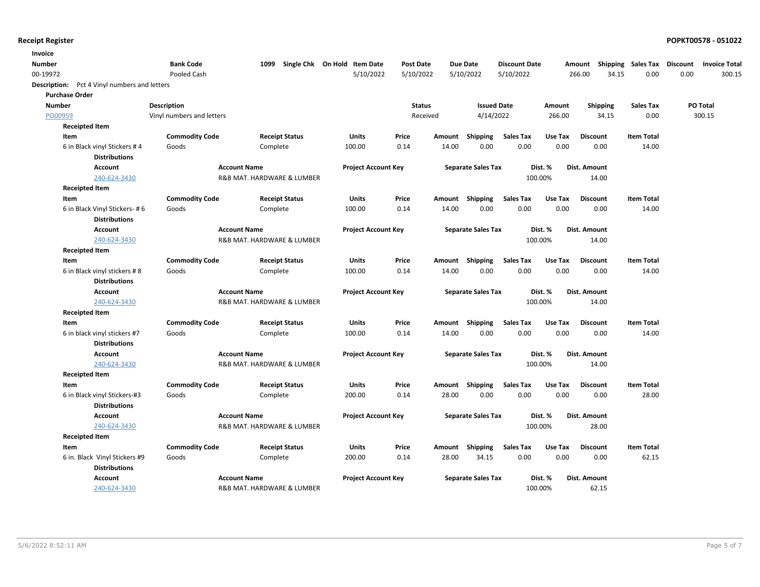**Receipt Register** — **POPKT00578 - 051022**

| Invoice Number | Bank Code | 1099 | Single Chk | On Hold | Item Date | Post Date | Due Date | Discount Date | Amount | Shipping | Sales Tax | Discount | Invoice Total |
|---|---|---|---|---|---|---|---|---|---|---|---|---|---|
| 00-19972 | Pooled Cash | | | | 5/10/2022 | 5/10/2022 | 5/10/2022 | 5/10/2022 | 266.00 | 34.15 | 0.00 | 0.00 | 300.15 |

**Description:** Pct 4 Vinyl numbers and letters

**Purchase Order**

| Number | Description | Status | Issued Date | Amount | Shipping | Sales Tax | PO Total |
|---|---|---|---|---|---|---|---|
| PO00959 | Vinyl numbers and letters | Received | 4/14/2022 | 266.00 | 34.15 | 0.00 | 300.15 |

**Receipted Item**

| Item | Commodity Code | Receipt Status | Units | Price | Amount | Shipping | Sales Tax | Use Tax | Discount | Item Total |
|---|---|---|---|---|---|---|---|---|---|---|
| 6 in Black vinyl Stickers # 4 | Goods | Complete | 100.00 | 0.14 | 14.00 | 0.00 | 0.00 | 0.00 | 0.00 | 14.00 |

**Distributions**

| Account | Account Name | Project Account Key | Separate Sales Tax | Dist. % | Dist. Amount |
|---|---|---|---|---|---|
| 240-624-3430 | R&B MAT. HARDWARE & LUMBER | | | 100.00% | 14.00 |

**Receipted Item**

| Item | Commodity Code | Receipt Status | Units | Price | Amount | Shipping | Sales Tax | Use Tax | Discount | Item Total |
|---|---|---|---|---|---|---|---|---|---|---|
| 6 in Black Vinyl Stickers- # 6 | Goods | Complete | 100.00 | 0.14 | 14.00 | 0.00 | 0.00 | 0.00 | 0.00 | 14.00 |

**Distributions**

| Account | Account Name | Project Account Key | Separate Sales Tax | Dist. % | Dist. Amount |
|---|---|---|---|---|---|
| 240-624-3430 | R&B MAT. HARDWARE & LUMBER | | | 100.00% | 14.00 |

**Receipted Item**

| Item | Commodity Code | Receipt Status | Units | Price | Amount | Shipping | Sales Tax | Use Tax | Discount | Item Total |
|---|---|---|---|---|---|---|---|---|---|---|
| 6 in Black vinyl stickers # 8 | Goods | Complete | 100.00 | 0.14 | 14.00 | 0.00 | 0.00 | 0.00 | 0.00 | 14.00 |

**Distributions**

| Account | Account Name | Project Account Key | Separate Sales Tax | Dist. % | Dist. Amount |
|---|---|---|---|---|---|
| 240-624-3430 | R&B MAT. HARDWARE & LUMBER | | | 100.00% | 14.00 |

**Receipted Item**

| Item | Commodity Code | Receipt Status | Units | Price | Amount | Shipping | Sales Tax | Use Tax | Discount | Item Total |
|---|---|---|---|---|---|---|---|---|---|---|
| 6 in black vinyl stickers #7 | Goods | Complete | 100.00 | 0.14 | 14.00 | 0.00 | 0.00 | 0.00 | 0.00 | 14.00 |

**Distributions**

| Account | Account Name | Project Account Key | Separate Sales Tax | Dist. % | Dist. Amount |
|---|---|---|---|---|---|
| 240-624-3430 | R&B MAT. HARDWARE & LUMBER | | | 100.00% | 14.00 |

**Receipted Item**

| Item | Commodity Code | Receipt Status | Units | Price | Amount | Shipping | Sales Tax | Use Tax | Discount | Item Total |
|---|---|---|---|---|---|---|---|---|---|---|
| 6 in Black vinyl Stickers-#3 | Goods | Complete | 200.00 | 0.14 | 28.00 | 0.00 | 0.00 | 0.00 | 0.00 | 28.00 |

**Distributions**

| Account | Account Name | Project Account Key | Separate Sales Tax | Dist. % | Dist. Amount |
|---|---|---|---|---|---|
| 240-624-3430 | R&B MAT. HARDWARE & LUMBER | | | 100.00% | 28.00 |

**Receipted Item**

| Item | Commodity Code | Receipt Status | Units | Price | Amount | Shipping | Sales Tax | Use Tax | Discount | Item Total |
|---|---|---|---|---|---|---|---|---|---|---|
| 6 in. Black Vinyl Stickers #9 | Goods | Complete | 200.00 | 0.14 | 28.00 | 34.15 | 0.00 | 0.00 | 0.00 | 62.15 |

**Distributions**

| Account | Account Name | Project Account Key | Separate Sales Tax | Dist. % | Dist. Amount |
|---|---|---|---|---|---|
| 240-624-3430 | R&B MAT. HARDWARE & LUMBER | | | 100.00% | 62.15 |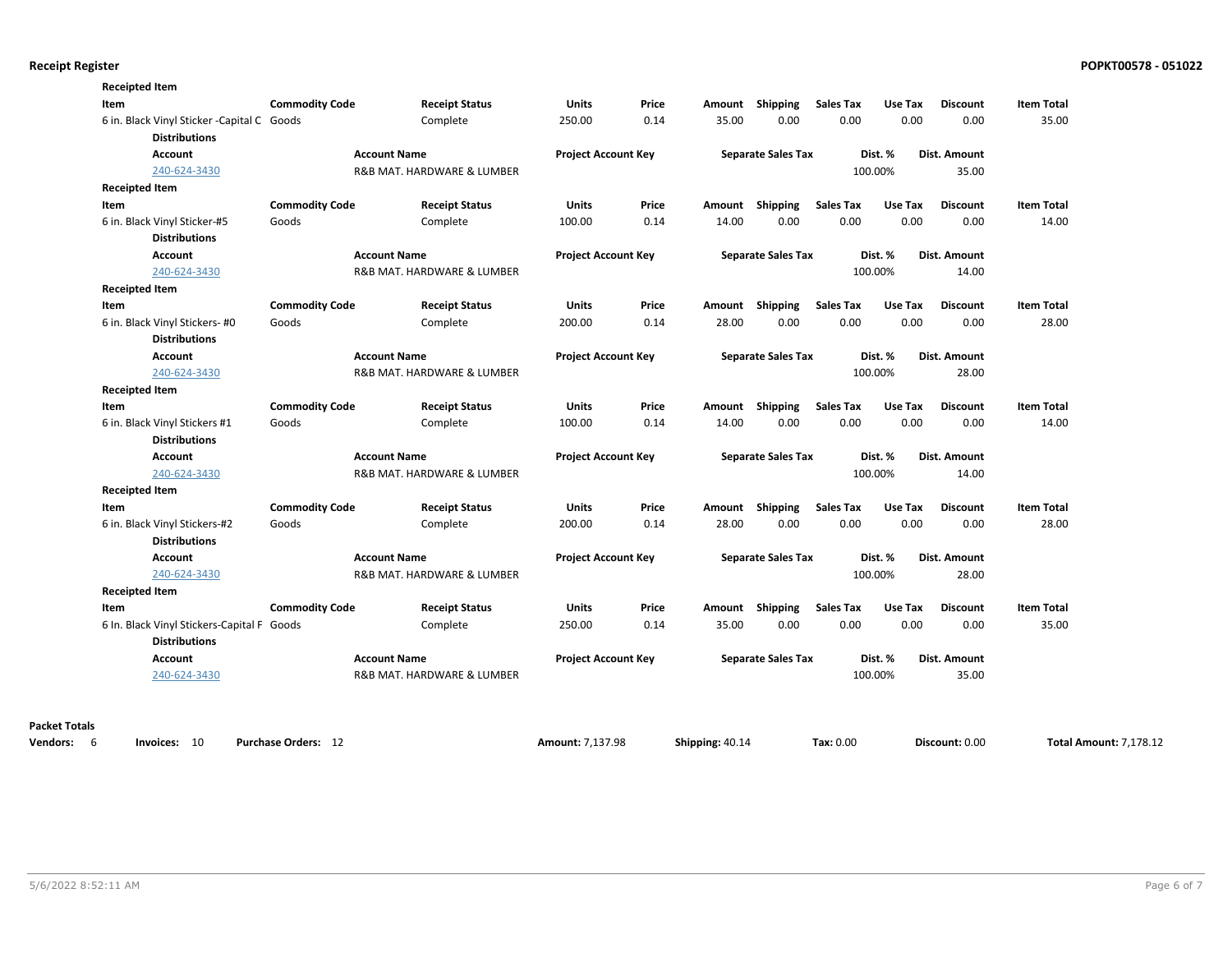**Receipt Register**

**Receipted Item**

| Item | Commodity Code | Receipt Status | Units | Price | Amount | Shipping | Sales Tax | Use Tax | Discount | Item Total |
|---|---|---|---|---|---|---|---|---|---|---|
| 6 in. Black Vinyl Sticker -Capital C | Goods | Complete | 250.00 | 0.14 | 35.00 | 0.00 | 0.00 | 0.00 | 0.00 | 35.00 |

**Distributions**

| Account | Account Name | Project Account Key | Separate Sales Tax | Dist. % | Dist. Amount |
|---|---|---|---|---|---|
| 240-624-3430 | R&B MAT. HARDWARE & LUMBER | | | 100.00% | 35.00 |

**Receipted Item**

| Item | Commodity Code | Receipt Status | Units | Price | Amount | Shipping | Sales Tax | Use Tax | Discount | Item Total |
|---|---|---|---|---|---|---|---|---|---|---|
| 6 in. Black Vinyl Sticker-#5 | Goods | Complete | 100.00 | 0.14 | 14.00 | 0.00 | 0.00 | 0.00 | 0.00 | 14.00 |

**Distributions**

| Account | Account Name | Project Account Key | Separate Sales Tax | Dist. % | Dist. Amount |
|---|---|---|---|---|---|
| 240-624-3430 | R&B MAT. HARDWARE & LUMBER | | | 100.00% | 14.00 |

**Receipted Item**

| Item | Commodity Code | Receipt Status | Units | Price | Amount | Shipping | Sales Tax | Use Tax | Discount | Item Total |
|---|---|---|---|---|---|---|---|---|---|---|
| 6 in. Black Vinyl Stickers- #0 | Goods | Complete | 200.00 | 0.14 | 28.00 | 0.00 | 0.00 | 0.00 | 0.00 | 28.00 |

**Distributions**

| Account | Account Name | Project Account Key | Separate Sales Tax | Dist. % | Dist. Amount |
|---|---|---|---|---|---|
| 240-624-3430 | R&B MAT. HARDWARE & LUMBER | | | 100.00% | 28.00 |

**Receipted Item**

| Item | Commodity Code | Receipt Status | Units | Price | Amount | Shipping | Sales Tax | Use Tax | Discount | Item Total |
|---|---|---|---|---|---|---|---|---|---|---|
| 6 in. Black Vinyl Stickers #1 | Goods | Complete | 100.00 | 0.14 | 14.00 | 0.00 | 0.00 | 0.00 | 0.00 | 14.00 |

**Distributions**

| Account | Account Name | Project Account Key | Separate Sales Tax | Dist. % | Dist. Amount |
|---|---|---|---|---|---|
| 240-624-3430 | R&B MAT. HARDWARE & LUMBER | | | 100.00% | 14.00 |

**Receipted Item**

| Item | Commodity Code | Receipt Status | Units | Price | Amount | Shipping | Sales Tax | Use Tax | Discount | Item Total |
|---|---|---|---|---|---|---|---|---|---|---|
| 6 in. Black Vinyl Stickers-#2 | Goods | Complete | 200.00 | 0.14 | 28.00 | 0.00 | 0.00 | 0.00 | 0.00 | 28.00 |

**Distributions**

| Account | Account Name | Project Account Key | Separate Sales Tax | Dist. % | Dist. Amount |
|---|---|---|---|---|---|
| 240-624-3430 | R&B MAT. HARDWARE & LUMBER | | | 100.00% | 28.00 |

**Receipted Item**

| Item | Commodity Code | Receipt Status | Units | Price | Amount | Shipping | Sales Tax | Use Tax | Discount | Item Total |
|---|---|---|---|---|---|---|---|---|---|---|
| 6 In. Black Vinyl Stickers-Capital F | Goods | Complete | 250.00 | 0.14 | 35.00 | 0.00 | 0.00 | 0.00 | 0.00 | 35.00 |

**Distributions**

| Account | Account Name | Project Account Key | Separate Sales Tax | Dist. % | Dist. Amount |
|---|---|---|---|---|---|
| 240-624-3430 | R&B MAT. HARDWARE & LUMBER | | | 100.00% | 35.00 |

**Packet Totals**

**Vendors:** 6 **Invoices:** 10 **Purchase Orders:** 12 **Amount:** 7,137.98 **Shipping:** 40.14 **Tax:** 0.00 **Discount:** 0.00 **Total Amount:** 7,178.12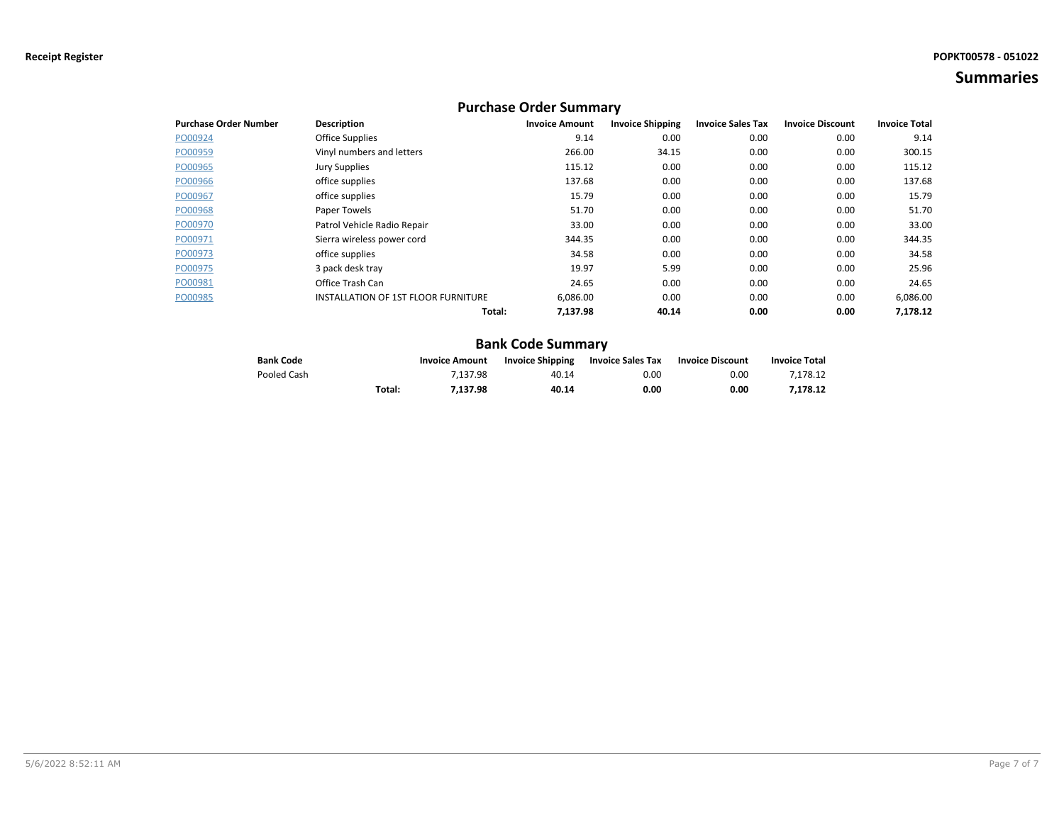**Receipt Register**

**POPKT00578 - 051022**

# Summaries

## Purchase Order Summary

| Purchase Order Number | Description | Invoice Amount | Invoice Shipping | Invoice Sales Tax | Invoice Discount | Invoice Total |
|---|---|---|---|---|---|---|
| PO00924 | Office Supplies | 9.14 | 0.00 | 0.00 | 0.00 | 9.14 |
| PO00959 | Vinyl numbers and letters | 266.00 | 34.15 | 0.00 | 0.00 | 300.15 |
| PO00965 | Jury Supplies | 115.12 | 0.00 | 0.00 | 0.00 | 115.12 |
| PO00966 | office supplies | 137.68 | 0.00 | 0.00 | 0.00 | 137.68 |
| PO00967 | office supplies | 15.79 | 0.00 | 0.00 | 0.00 | 15.79 |
| PO00968 | Paper Towels | 51.70 | 0.00 | 0.00 | 0.00 | 51.70 |
| PO00970 | Patrol Vehicle Radio Repair | 33.00 | 0.00 | 0.00 | 0.00 | 33.00 |
| PO00971 | Sierra wireless power cord | 344.35 | 0.00 | 0.00 | 0.00 | 344.35 |
| PO00973 | office supplies | 34.58 | 0.00 | 0.00 | 0.00 | 34.58 |
| PO00975 | 3 pack desk tray | 19.97 | 5.99 | 0.00 | 0.00 | 25.96 |
| PO00981 | Office Trash Can | 24.65 | 0.00 | 0.00 | 0.00 | 24.65 |
| PO00985 | INSTALLATION OF 1ST FLOOR FURNITURE | 6,086.00 | 0.00 | 0.00 | 0.00 | 6,086.00 |
| | **Total:** | **7,137.98** | **40.14** | **0.00** | **0.00** | **7,178.12** |

## Bank Code Summary

| Bank Code | | Invoice Amount | Invoice Shipping | Invoice Sales Tax | Invoice Discount | Invoice Total |
|---|---|---|---|---|---|---|
| Pooled Cash | | 7,137.98 | 40.14 | 0.00 | 0.00 | 7,178.12 |
| | **Total:** | **7,137.98** | **40.14** | **0.00** | **0.00** | **7,178.12** |

5/6/2022 8:52:11 AM